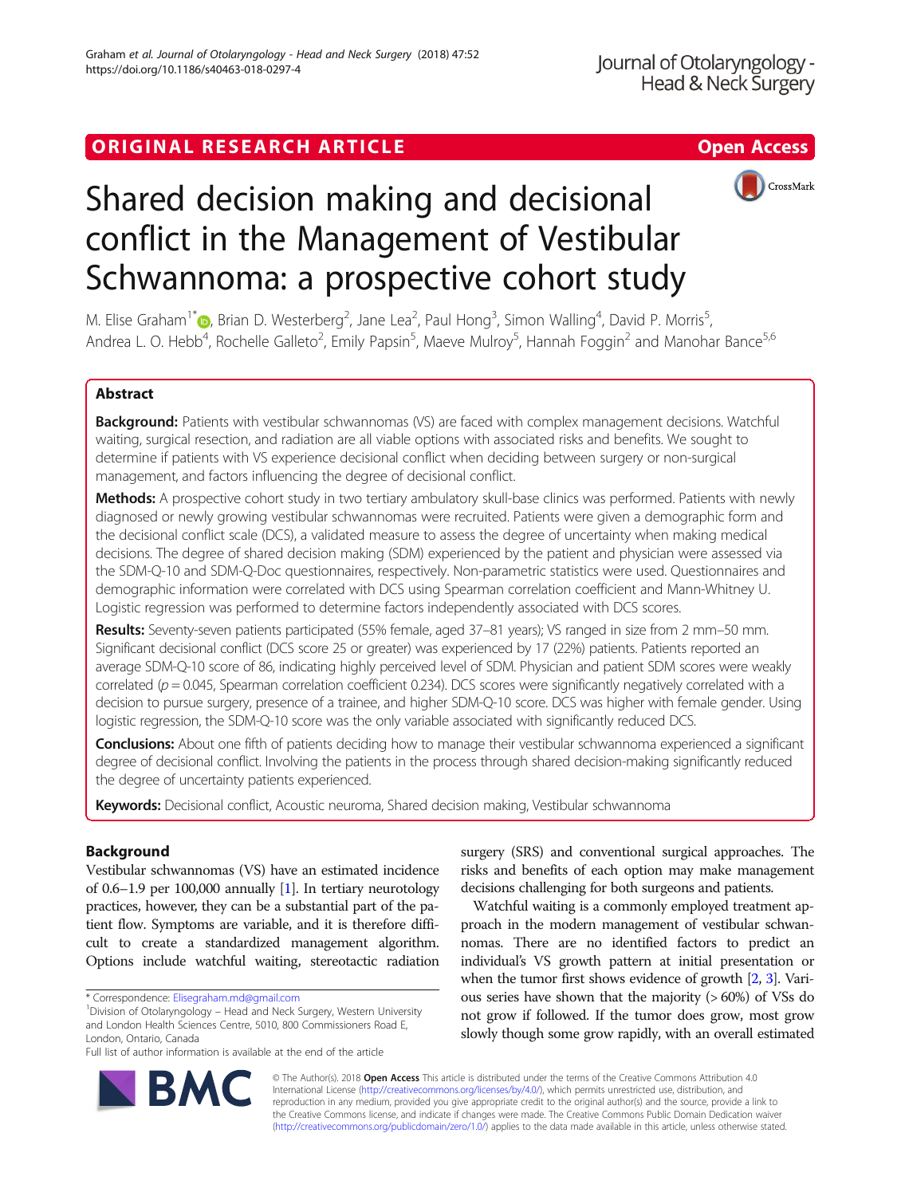ORIGINAL RESEARCH ARTICLE

Open Access

# Shared decision making and decisional conflict in the Management of Vestibular Schwannoma: a prospective cohort study

M. Elise Graham[1*], Brian D. Westerberg[2], Jane Lea[2], Paul Hong[3], Simon Walling[4], David P. Morris[5], Andrea L. O. Hebb[4], Rochelle Galleto[2], Emily Papsin[5], Maeve Mulroy[5], Hannah Foggin[2] and Manohar Bance[5,6]

## Abstract

**Background:** Patients with vestibular schwannomas (VS) are faced with complex management decisions. Watchful waiting, surgical resection, and radiation are all viable options with associated risks and benefits. We sought to determine if patients with VS experience decisional conflict when deciding between surgery or non-surgical management, and factors influencing the degree of decisional conflict.

**Methods:** A prospective cohort study in two tertiary ambulatory skull-base clinics was performed. Patients with newly diagnosed or newly growing vestibular schwannomas were recruited. Patients were given a demographic form and the decisional conflict scale (DCS), a validated measure to assess the degree of uncertainty when making medical decisions. The degree of shared decision making (SDM) experienced by the patient and physician were assessed via the SDM-Q-10 and SDM-Q-Doc questionnaires, respectively. Non-parametric statistics were used. Questionnaires and demographic information were correlated with DCS using Spearman correlation coefficient and Mann-Whitney U. Logistic regression was performed to determine factors independently associated with DCS scores.

**Results:** Seventy-seven patients participated (55% female, aged 37–81 years); VS ranged in size from 2 mm–50 mm. Significant decisional conflict (DCS score 25 or greater) was experienced by 17 (22%) patients. Patients reported an average SDM-Q-10 score of 86, indicating highly perceived level of SDM. Physician and patient SDM scores were weakly correlated ($p = 0.045$, Spearman correlation coefficient 0.234). DCS scores were significantly negatively correlated with a decision to pursue surgery, presence of a trainee, and higher SDM-Q-10 score. DCS was higher with female gender. Using logistic regression, the SDM-Q-10 score was the only variable associated with significantly reduced DCS.

**Conclusions:** About one fifth of patients deciding how to manage their vestibular schwannoma experienced a significant degree of decisional conflict. Involving the patients in the process through shared decision-making significantly reduced the degree of uncertainty patients experienced.

**Keywords:** Decisional conflict, Acoustic neuroma, Shared decision making, Vestibular schwannoma

## Background

Vestibular schwannomas (VS) have an estimated incidence of 0.6–1.9 per 100,000 annually [1]. In tertiary neurotology practices, however, they can be a substantial part of the patient flow. Symptoms are variable, and it is therefore difficult to create a standardized management algorithm. Options include watchful waiting, stereotactic radiation surgery (SRS) and conventional surgical approaches. The risks and benefits of each option may make management decisions challenging for both surgeons and patients.

Watchful waiting is a commonly employed treatment approach in the modern management of vestibular schwannomas. There are no identified factors to predict an individual's VS growth pattern at initial presentation or when the tumor first shows evidence of growth [2, 3]. Various series have shown that the majority (> 60%) of VSs do not grow if followed. If the tumor does grow, most grow slowly though some grow rapidly, with an overall estimated

\* Correspondence: Elisegraham.md@gmail.com
[1]Division of Otolaryngology – Head and Neck Surgery, Western University and London Health Sciences Centre, 5010, 800 Commissioners Road E, London, Ontario, Canada
Full list of author information is available at the end of the article

© The Author(s). 2018 **Open Access** This article is distributed under the terms of the Creative Commons Attribution 4.0 International License (http://creativecommons.org/licenses/by/4.0/), which permits unrestricted use, distribution, and reproduction in any medium, provided you give appropriate credit to the original author(s) and the source, provide a link to the Creative Commons license, and indicate if changes were made. The Creative Commons Public Domain Dedication waiver (http://creativecommons.org/publicdomain/zero/1.0/) applies to the data made available in this article, unless otherwise stated.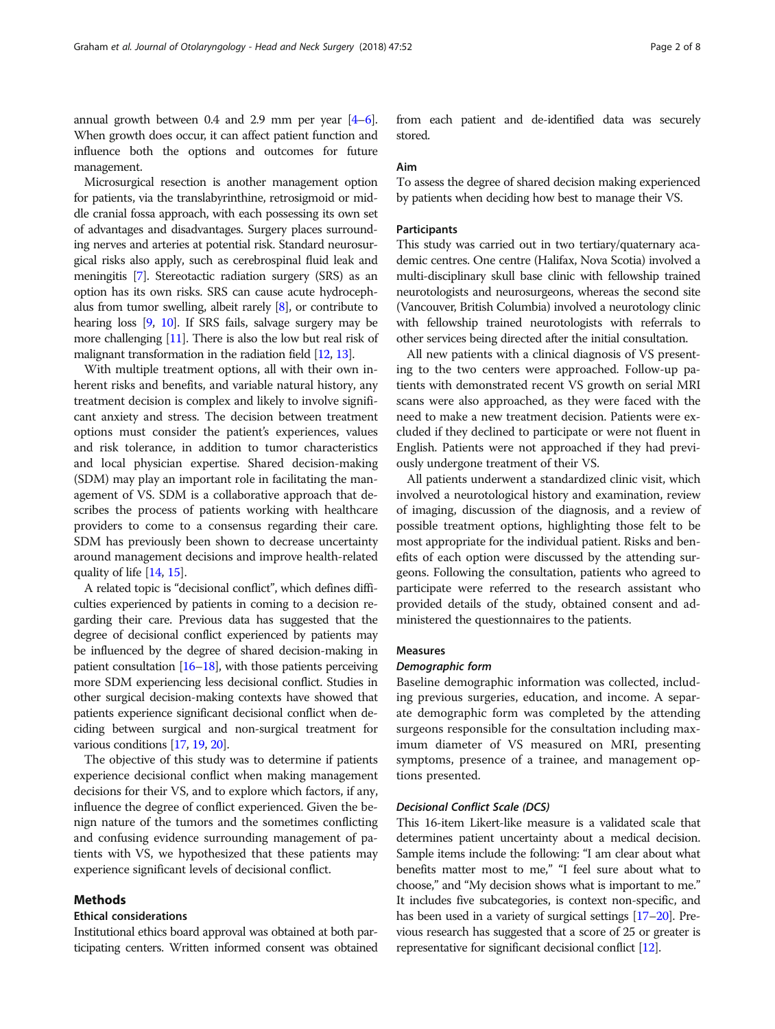annual growth between 0.4 and 2.9 mm per year [4–6]. When growth does occur, it can affect patient function and influence both the options and outcomes for future management.

Microsurgical resection is another management option for patients, via the translabyrinthine, retrosigmoid or middle cranial fossa approach, with each possessing its own set of advantages and disadvantages. Surgery places surrounding nerves and arteries at potential risk. Standard neurosurgical risks also apply, such as cerebrospinal fluid leak and meningitis [7]. Stereotactic radiation surgery (SRS) as an option has its own risks. SRS can cause acute hydrocephalus from tumor swelling, albeit rarely [8], or contribute to hearing loss [9, 10]. If SRS fails, salvage surgery may be more challenging [11]. There is also the low but real risk of malignant transformation in the radiation field [12, 13].

With multiple treatment options, all with their own inherent risks and benefits, and variable natural history, any treatment decision is complex and likely to involve significant anxiety and stress. The decision between treatment options must consider the patient's experiences, values and risk tolerance, in addition to tumor characteristics and local physician expertise. Shared decision-making (SDM) may play an important role in facilitating the management of VS. SDM is a collaborative approach that describes the process of patients working with healthcare providers to come to a consensus regarding their care. SDM has previously been shown to decrease uncertainty around management decisions and improve health-related quality of life [14, 15].

A related topic is "decisional conflict", which defines difficulties experienced by patients in coming to a decision regarding their care. Previous data has suggested that the degree of decisional conflict experienced by patients may be influenced by the degree of shared decision-making in patient consultation [16–18], with those patients perceiving more SDM experiencing less decisional conflict. Studies in other surgical decision-making contexts have showed that patients experience significant decisional conflict when deciding between surgical and non-surgical treatment for various conditions [17, 19, 20].

The objective of this study was to determine if patients experience decisional conflict when making management decisions for their VS, and to explore which factors, if any, influence the degree of conflict experienced. Given the benign nature of the tumors and the sometimes conflicting and confusing evidence surrounding management of patients with VS, we hypothesized that these patients may experience significant levels of decisional conflict.

## Methods

### Ethical considerations

Institutional ethics board approval was obtained at both participating centers. Written informed consent was obtained from each patient and de-identified data was securely stored.

### Aim

To assess the degree of shared decision making experienced by patients when deciding how best to manage their VS.

### Participants

This study was carried out in two tertiary/quaternary academic centres. One centre (Halifax, Nova Scotia) involved a multi-disciplinary skull base clinic with fellowship trained neurotologists and neurosurgeons, whereas the second site (Vancouver, British Columbia) involved a neurotology clinic with fellowship trained neurotologists with referrals to other services being directed after the initial consultation.

All new patients with a clinical diagnosis of VS presenting to the two centers were approached. Follow-up patients with demonstrated recent VS growth on serial MRI scans were also approached, as they were faced with the need to make a new treatment decision. Patients were excluded if they declined to participate or were not fluent in English. Patients were not approached if they had previously undergone treatment of their VS.

All patients underwent a standardized clinic visit, which involved a neurotological history and examination, review of imaging, discussion of the diagnosis, and a review of possible treatment options, highlighting those felt to be most appropriate for the individual patient. Risks and benefits of each option were discussed by the attending surgeons. Following the consultation, patients who agreed to participate were referred to the research assistant who provided details of the study, obtained consent and administered the questionnaires to the patients.

### Measures

#### *Demographic form*

Baseline demographic information was collected, including previous surgeries, education, and income. A separate demographic form was completed by the attending surgeons responsible for the consultation including maximum diameter of VS measured on MRI, presenting symptoms, presence of a trainee, and management options presented.

#### *Decisional Conflict Scale (DCS)*

This 16-item Likert-like measure is a validated scale that determines patient uncertainty about a medical decision. Sample items include the following: "I am clear about what benefits matter most to me," "I feel sure about what to choose," and "My decision shows what is important to me." It includes five subcategories, is context non-specific, and has been used in a variety of surgical settings [17–20]. Previous research has suggested that a score of 25 or greater is representative for significant decisional conflict [12].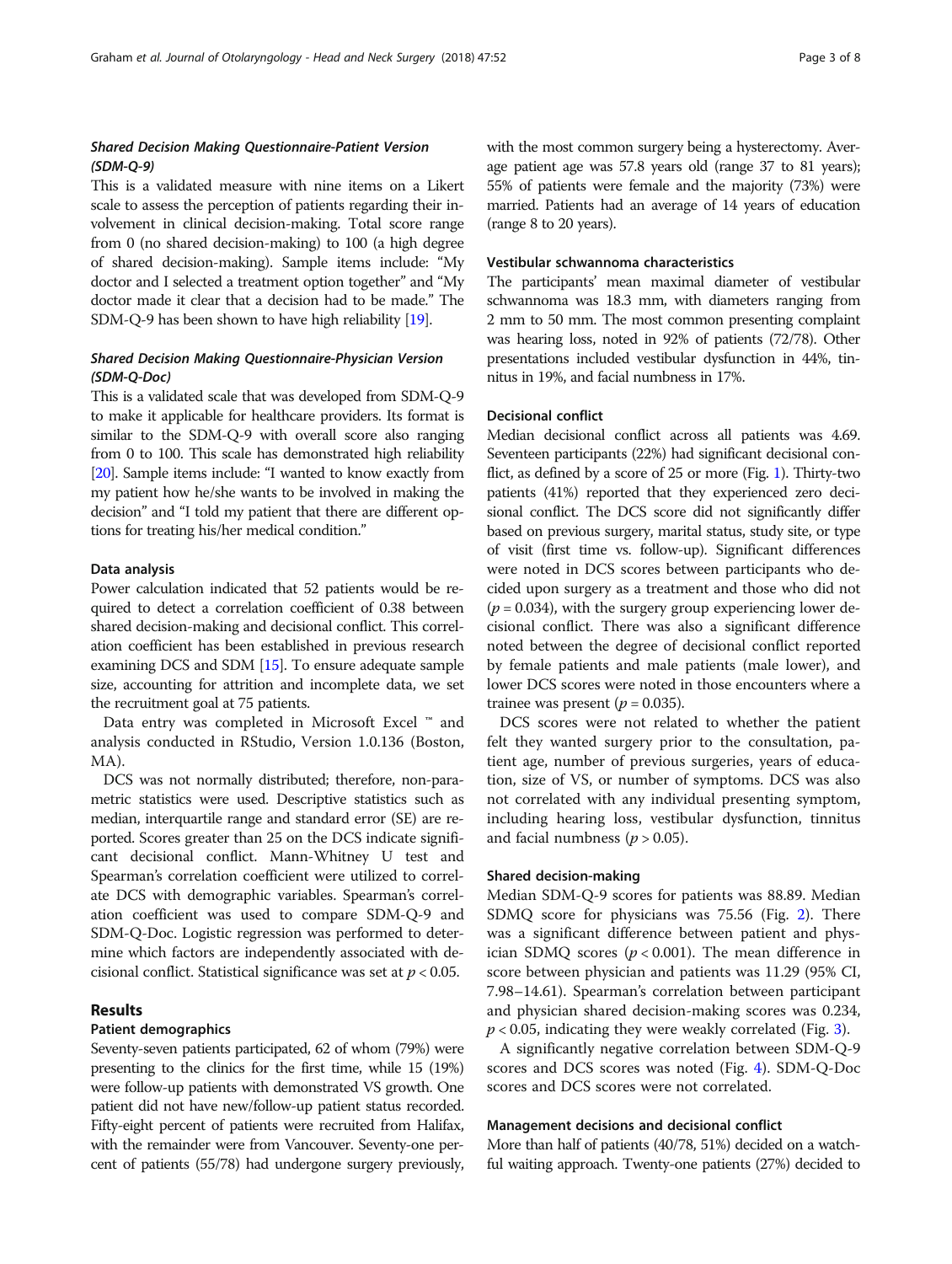### *Shared Decision Making Questionnaire-Patient Version (SDM-Q-9)*

This is a validated measure with nine items on a Likert scale to assess the perception of patients regarding their involvement in clinical decision-making. Total score range from 0 (no shared decision-making) to 100 (a high degree of shared decision-making). Sample items include: "My doctor and I selected a treatment option together" and "My doctor made it clear that a decision had to be made." The SDM-Q-9 has been shown to have high reliability [19].

### *Shared Decision Making Questionnaire-Physician Version (SDM-Q-Doc)*

This is a validated scale that was developed from SDM-Q-9 to make it applicable for healthcare providers. Its format is similar to the SDM-Q-9 with overall score also ranging from 0 to 100. This scale has demonstrated high reliability [20]. Sample items include: "I wanted to know exactly from my patient how he/she wants to be involved in making the decision" and "I told my patient that there are different options for treating his/her medical condition."

### Data analysis

Power calculation indicated that 52 patients would be required to detect a correlation coefficient of 0.38 between shared decision-making and decisional conflict. This correlation coefficient has been established in previous research examining DCS and SDM [15]. To ensure adequate sample size, accounting for attrition and incomplete data, we set the recruitment goal at 75 patients.

Data entry was completed in Microsoft Excel ™ and analysis conducted in RStudio, Version 1.0.136 (Boston, MA).

DCS was not normally distributed; therefore, non-parametric statistics were used. Descriptive statistics such as median, interquartile range and standard error (SE) are reported. Scores greater than 25 on the DCS indicate significant decisional conflict. Mann-Whitney U test and Spearman's correlation coefficient were utilized to correlate DCS with demographic variables. Spearman's correlation coefficient was used to compare SDM-Q-9 and SDM-Q-Doc. Logistic regression was performed to determine which factors are independently associated with decisional conflict. Statistical significance was set at $p < 0.05$.

## Results

### Patient demographics

Seventy-seven patients participated, 62 of whom (79%) were presenting to the clinics for the first time, while 15 (19%) were follow-up patients with demonstrated VS growth. One patient did not have new/follow-up patient status recorded. Fifty-eight percent of patients were recruited from Halifax, with the remainder were from Vancouver. Seventy-one percent of patients (55/78) had undergone surgery previously, with the most common surgery being a hysterectomy. Average patient age was 57.8 years old (range 37 to 81 years); 55% of patients were female and the majority (73%) were married. Patients had an average of 14 years of education (range 8 to 20 years).

### Vestibular schwannoma characteristics

The participants' mean maximal diameter of vestibular schwannoma was 18.3 mm, with diameters ranging from 2 mm to 50 mm. The most common presenting complaint was hearing loss, noted in 92% of patients (72/78). Other presentations included vestibular dysfunction in 44%, tinnitus in 19%, and facial numbness in 17%.

### Decisional conflict

Median decisional conflict across all patients was 4.69. Seventeen participants (22%) had significant decisional conflict, as defined by a score of 25 or more (Fig. 1). Thirty-two patients (41%) reported that they experienced zero decisional conflict. The DCS score did not significantly differ based on previous surgery, marital status, study site, or type of visit (first time vs. follow-up). Significant differences were noted in DCS scores between participants who decided upon surgery as a treatment and those who did not ($p = 0.034$), with the surgery group experiencing lower decisional conflict. There was also a significant difference noted between the degree of decisional conflict reported by female patients and male patients (male lower), and lower DCS scores were noted in those encounters where a trainee was present ($p = 0.035$).

DCS scores were not related to whether the patient felt they wanted surgery prior to the consultation, patient age, number of previous surgeries, years of education, size of VS, or number of symptoms. DCS was also not correlated with any individual presenting symptom, including hearing loss, vestibular dysfunction, tinnitus and facial numbness ($p > 0.05$).

### Shared decision-making

Median SDM-Q-9 scores for patients was 88.89. Median SDMQ score for physicians was 75.56 (Fig. 2). There was a significant difference between patient and physician SDMQ scores ($p < 0.001$). The mean difference in score between physician and patients was 11.29 (95% CI, 7.98–14.61). Spearman's correlation between participant and physician shared decision-making scores was 0.234, $p < 0.05$, indicating they were weakly correlated (Fig. 3).

A significantly negative correlation between SDM-Q-9 scores and DCS scores was noted (Fig. 4). SDM-Q-Doc scores and DCS scores were not correlated.

### Management decisions and decisional conflict

More than half of patients (40/78, 51%) decided on a watchful waiting approach. Twenty-one patients (27%) decided to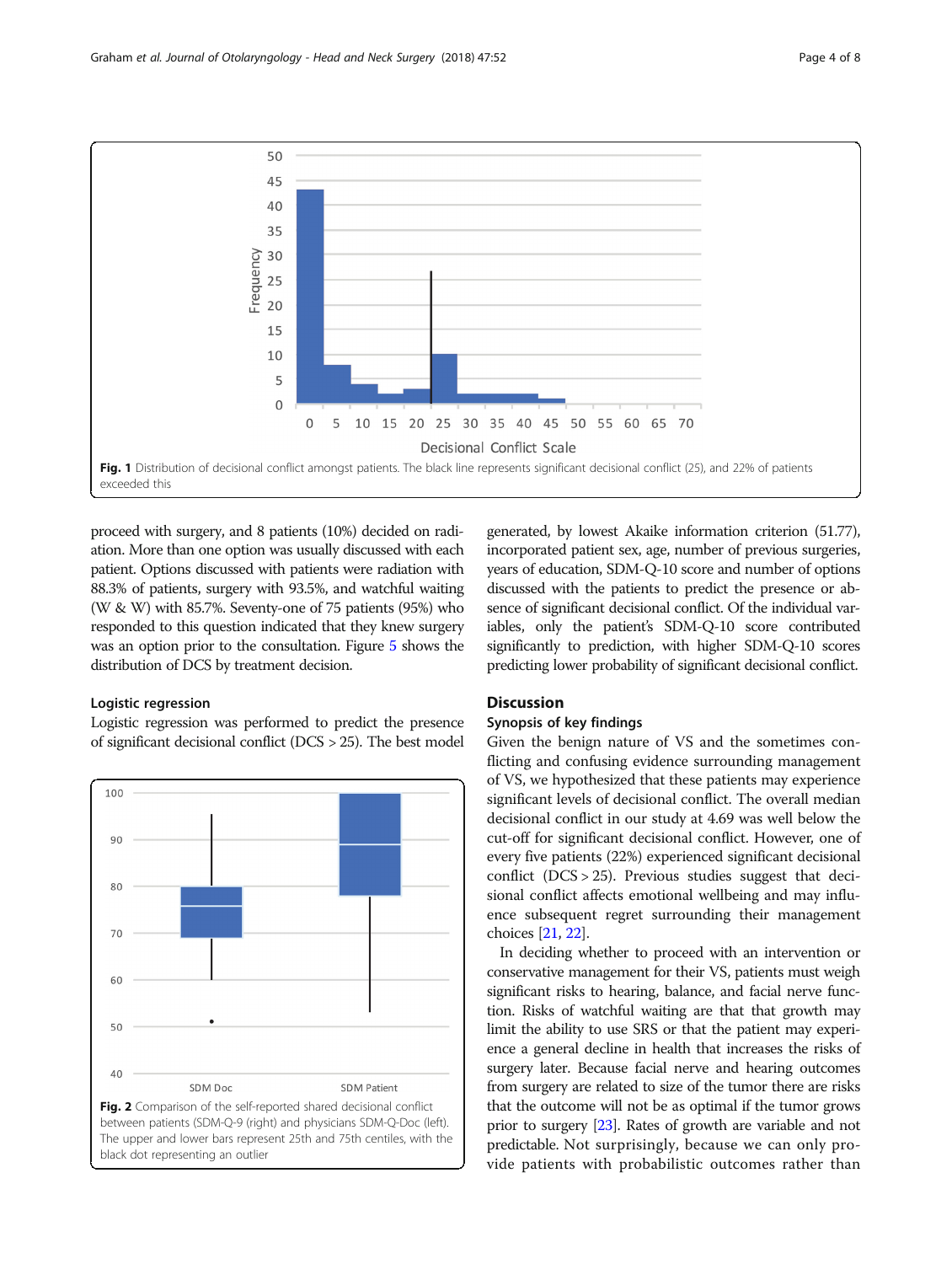Fig. 1 Distribution of decisional conflict amongst patients. The black line represents significant decisional conflict (25), and 22% of patients exceeded this

proceed with surgery, and 8 patients (10%) decided on radiation. More than one option was usually discussed with each patient. Options discussed with patients were radiation with 88.3% of patients, surgery with 93.5%, and watchful waiting (W & W) with 85.7%. Seventy-one of 75 patients (95%) who responded to this question indicated that they knew surgery was an option prior to the consultation. Figure 5 shows the distribution of DCS by treatment decision.

### Logistic regression

Logistic regression was performed to predict the presence of significant decisional conflict (DCS > 25). The best model generated, by lowest Akaike information criterion (51.77), incorporated patient sex, age, number of previous surgeries, years of education, SDM-Q-10 score and number of options discussed with the patients to predict the presence or absence of significant decisional conflict. Of the individual variables, only the patient's SDM-Q-10 score contributed significantly to prediction, with higher SDM-Q-10 scores predicting lower probability of significant decisional conflict.

Fig. 2 Comparison of the self-reported shared decisional conflict between patients (SDM-Q-9 (right) and physicians SDM-Q-Doc (left). The upper and lower bars represent 25th and 75th centiles, with the black dot representing an outlier

## Discussion

### Synopsis of key findings

Given the benign nature of VS and the sometimes conflicting and confusing evidence surrounding management of VS, we hypothesized that these patients may experience significant levels of decisional conflict. The overall median decisional conflict in our study at 4.69 was well below the cut-off for significant decisional conflict. However, one of every five patients (22%) experienced significant decisional conflict (DCS > 25). Previous studies suggest that decisional conflict affects emotional wellbeing and may influence subsequent regret surrounding their management choices [21, 22].

In deciding whether to proceed with an intervention or conservative management for their VS, patients must weigh significant risks to hearing, balance, and facial nerve function. Risks of watchful waiting are that that growth may limit the ability to use SRS or that the patient may experience a general decline in health that increases the risks of surgery later. Because facial nerve and hearing outcomes from surgery are related to size of the tumor there are risks that the outcome will not be as optimal if the tumor grows prior to surgery [23]. Rates of growth are variable and not predictable. Not surprisingly, because we can only provide patients with probabilistic outcomes rather than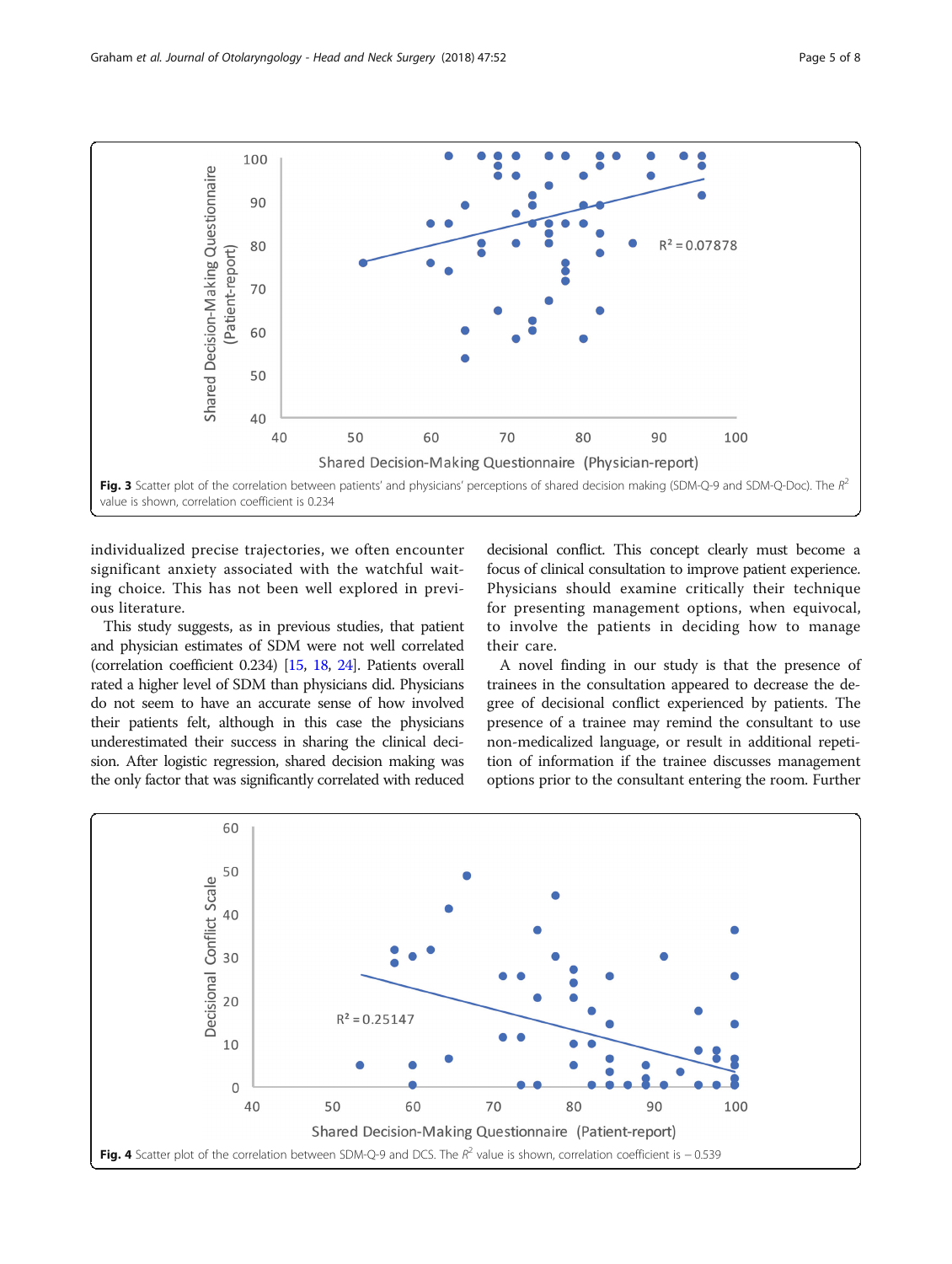Fig. 3 Scatter plot of the correlation between patients' and physicians' perceptions of shared decision making (SDM-Q-9 and SDM-Q-Doc). The $R^2$ value is shown, correlation coefficient is 0.234

individualized precise trajectories, we often encounter significant anxiety associated with the watchful waiting choice. This has not been well explored in previous literature.

This study suggests, as in previous studies, that patient and physician estimates of SDM were not well correlated (correlation coefficient 0.234) [15, 18, 24]. Patients overall rated a higher level of SDM than physicians did. Physicians do not seem to have an accurate sense of how involved their patients felt, although in this case the physicians underestimated their success in sharing the clinical decision. After logistic regression, shared decision making was the only factor that was significantly correlated with reduced decisional conflict. This concept clearly must become a focus of clinical consultation to improve patient experience. Physicians should examine critically their technique for presenting management options, when equivocal, to involve the patients in deciding how to manage their care.

A novel finding in our study is that the presence of trainees in the consultation appeared to decrease the degree of decisional conflict experienced by patients. The presence of a trainee may remind the consultant to use non-medicalized language, or result in additional repetition of information if the trainee discusses management options prior to the consultant entering the room. Further

Fig. 4 Scatter plot of the correlation between SDM-Q-9 and DCS. The $R^2$ value is shown, correlation coefficient is − 0.539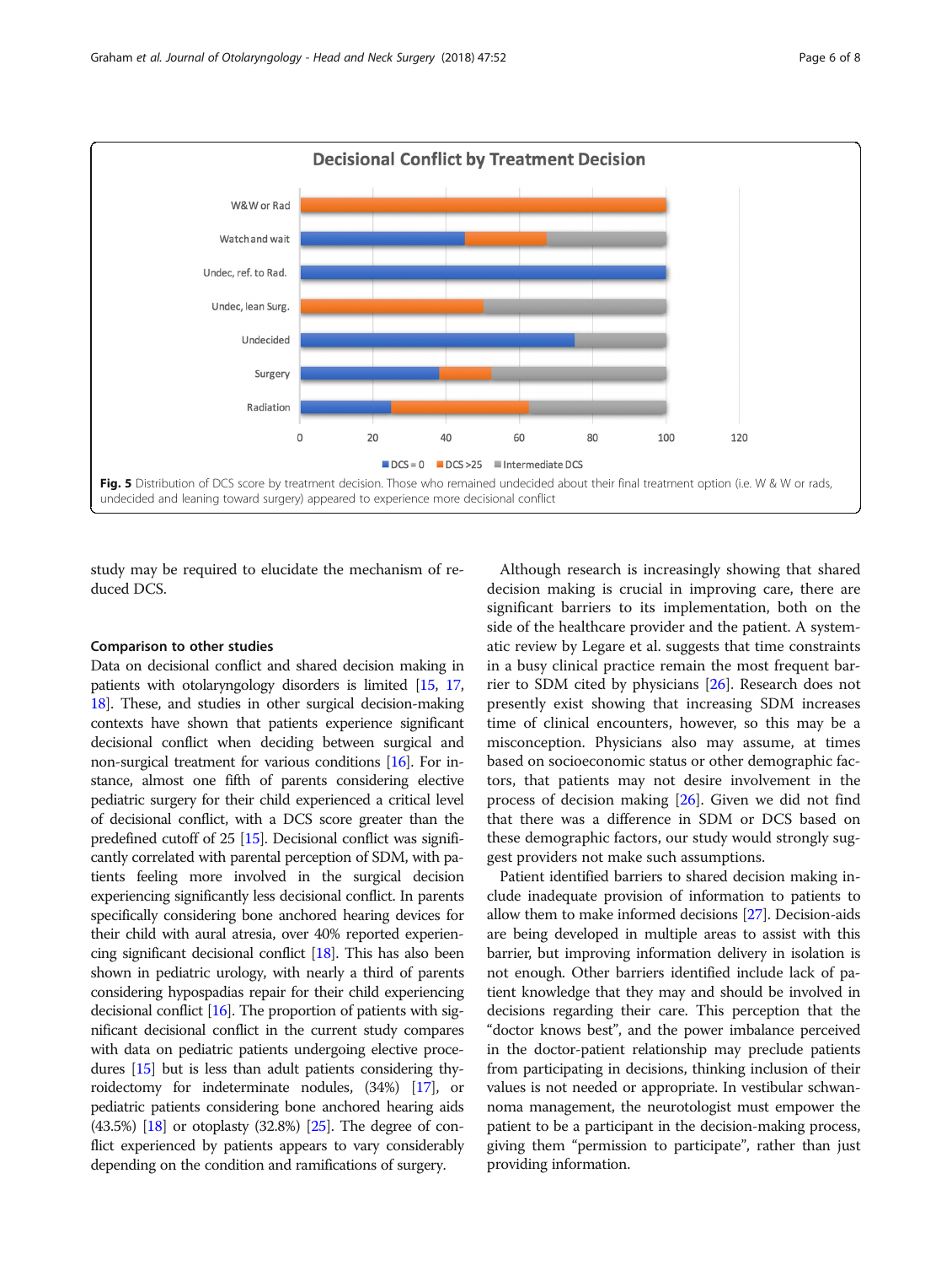Fig. 5 Distribution of DCS score by treatment decision. Those who remained undecided about their final treatment option (i.e. W & W or rads, undecided and leaning toward surgery) appeared to experience more decisional conflict

study may be required to elucidate the mechanism of reduced DCS.

### Comparison to other studies

Data on decisional conflict and shared decision making in patients with otolaryngology disorders is limited [15, 17, 18]. These, and studies in other surgical decision-making contexts have shown that patients experience significant decisional conflict when deciding between surgical and non-surgical treatment for various conditions [16]. For instance, almost one fifth of parents considering elective pediatric surgery for their child experienced a critical level of decisional conflict, with a DCS score greater than the predefined cutoff of 25 [15]. Decisional conflict was significantly correlated with parental perception of SDM, with patients feeling more involved in the surgical decision experiencing significantly less decisional conflict. In parents specifically considering bone anchored hearing devices for their child with aural atresia, over 40% reported experiencing significant decisional conflict [18]. This has also been shown in pediatric urology, with nearly a third of parents considering hypospadias repair for their child experiencing decisional conflict [16]. The proportion of patients with significant decisional conflict in the current study compares with data on pediatric patients undergoing elective procedures [15] but is less than adult patients considering thyroidectomy for indeterminate nodules, (34%) [17], or pediatric patients considering bone anchored hearing aids (43.5%) [18] or otoplasty (32.8%) [25]. The degree of conflict experienced by patients appears to vary considerably depending on the condition and ramifications of surgery.

Although research is increasingly showing that shared decision making is crucial in improving care, there are significant barriers to its implementation, both on the side of the healthcare provider and the patient. A systematic review by Legare et al. suggests that time constraints in a busy clinical practice remain the most frequent barrier to SDM cited by physicians [26]. Research does not presently exist showing that increasing SDM increases time of clinical encounters, however, so this may be a misconception. Physicians also may assume, at times based on socioeconomic status or other demographic factors, that patients may not desire involvement in the process of decision making [26]. Given we did not find that there was a difference in SDM or DCS based on these demographic factors, our study would strongly suggest providers not make such assumptions.

Patient identified barriers to shared decision making include inadequate provision of information to patients to allow them to make informed decisions [27]. Decision-aids are being developed in multiple areas to assist with this barrier, but improving information delivery in isolation is not enough. Other barriers identified include lack of patient knowledge that they may and should be involved in decisions regarding their care. This perception that the "doctor knows best", and the power imbalance perceived in the doctor-patient relationship may preclude patients from participating in decisions, thinking inclusion of their values is not needed or appropriate. In vestibular schwannoma management, the neurotologist must empower the patient to be a participant in the decision-making process, giving them "permission to participate", rather than just providing information.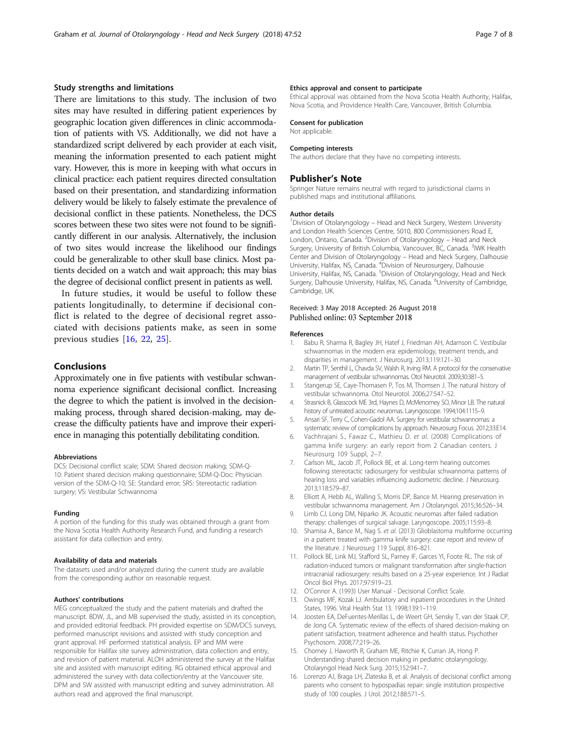### Study strengths and limitations

There are limitations to this study. The inclusion of two sites may have resulted in differing patient experiences by geographic location given differences in clinic accommodation of patients with VS. Additionally, we did not have a standardized script delivered by each provider at each visit, meaning the information presented to each patient might vary. However, this is more in keeping with what occurs in clinical practice: each patient requires directed consultation based on their presentation, and standardizing information delivery would be likely to falsely estimate the prevalence of decisional conflict in these patients. Nonetheless, the DCS scores between these two sites were not found to be significantly different in our analysis. Alternatively, the inclusion of two sites would increase the likelihood our findings could be generalizable to other skull base clinics. Most patients decided on a watch and wait approach; this may bias the degree of decisional conflict present in patients as well.

In future studies, it would be useful to follow these patients longitudinally, to determine if decisional conflict is related to the degree of decisional regret associated with decisions patients make, as seen in some previous studies [16, 22, 25].

## Conclusions

Approximately one in five patients with vestibular schwannoma experience significant decisional conflict. Increasing the degree to which the patient is involved in the decision-making process, through shared decision-making, may decrease the difficulty patients have and improve their experience in managing this potentially debilitating condition.

#### Abbreviations

DCS: Decisional conflict scale; SDM: Shared decision making; SDM-Q-10: Patient shared decision making questionnaire; SDM-Q-Doc: Physician version of the SDM-Q-10; SE: Standard error; SRS: Stereotactic radiation surgery; VS: Vestibular Schwannoma

#### Funding

A portion of the funding for this study was obtained through a grant from the Nova Scotia Health Authority Research Fund, and funding a research assistant for data collection and entry.

#### Availability of data and materials

The datasets used and/or analyzed during the current study are available from the corresponding author on reasonable request.

#### Authors' contributions

MEG conceptualized the study and the patient materials and drafted the manuscript. BDW, JL, and MB supervised the study, assisted in its conception, and provided editorial feedback. PH provided expertise on SDM/DCS surveys, performed manuscript revisions and assisted with study conception and grant approval. HF performed statistical analysis. EP and MM were responsible for Halifax site survey administration, data collection and entry, and revision of patient material. ALOH administered the survey at the Halifax site and assisted with manuscript editing. RG obtained ethical approval and administered the survey with data collection/entry at the Vancouver site. DPM and SW assisted with manuscript editing and survey administration. All authors read and approved the final manuscript.

#### Ethics approval and consent to participate

Ethical approval was obtained from the Nova Scotia Health Authority, Halifax, Nova Scotia, and Providence Health Care, Vancouver, British Columbia.

#### Consent for publication

Not applicable.

#### Competing interests

The authors declare that they have no competing interests.

### Publisher's Note

Springer Nature remains neutral with regard to jurisdictional claims in published maps and institutional affiliations.

#### Author details

[1]Division of Otolaryngology – Head and Neck Surgery, Western University and London Health Sciences Centre, 5010, 800 Commissioners Road E, London, Ontario, Canada. [2]Division of Otolaryngology – Head and Neck Surgery, University of British Columbia, Vancouver, BC, Canada. [3]IWK Health Center and Division of Otolaryngology – Head and Neck Surgery, Dalhousie University, Halifax, NS, Canada. [4]Division of Neurosurgery, Dalhousie University, Halifax, NS, Canada. [5]Division of Otolaryngology, Head and Neck Surgery, Dalhousie University, Halifax, NS, Canada. [6]University of Cambridge, Cambridge, UK.

Received: 3 May 2018 Accepted: 26 August 2018
Published online: 03 September 2018

#### References

1. Babu R, Sharma R, Bagley JH, Hatef J, Friedman AH, Adamson C. Vestibular schwannomas in the modern era: epidemiology, treatment trends, and disparities in management. J Neurosurg. 2013;119:121–30.
2. Martin TP, Senthil L, Chavda SV, Walsh R, Irving RM. A protocol for the conservative management of vestibular schwannomas. Otol Neurotol. 2009;30:381–5.
3. Stangerup SE, Caye-Thomasen P, Tos M, Thomsen J. The natural history of vestibular schwannoma. Otol Neurotol. 2006;27:547–52.
4. Strasnick B, Glasscock ME 3rd, Haynes D, McMenomey SO, Minor LB. The natural history of untreated acoustic neuromas. Laryngoscope. 1994;104:1115–9.
5. Ansari SF, Terry C, Cohen-Gadol AA. Surgery for vestibular schwannomas: a systematic review of complications by approach. Neurosurg Focus. 2012;33:E14.
6. Vachhrajani S., Fawaz C., Mathieu D. *et al.* (2008) Complications of gamma knife surgery: an early report from 2 Canadian centers. J Neurosurg 109 Suppl, 2–7.
7. Carlson ML, Jacob JT, Pollock BE, et al. Long-term hearing outcomes following stereotactic radiosurgery for vestibular schwannoma: patterns of hearing loss and variables influencing audiometric decline. J Neurosurg. 2013;118:579–87.
8. Elliott A, Hebb AL, Walling S, Morris DP, Bance M. Hearing preservation in vestibular schwannoma management. Am J Otolaryngol. 2015;36:526–34.
9. Limb CJ, Long DM, Niparko JK. Acoustic neuromas after failed radiation therapy: challenges of surgical salvage. Laryngoscope. 2005;115:93–8.
10. Shamisa A., Bance M., Nag S. *et al.* (2013) Glioblastoma multiforme occurring in a patient treated with gamma knife surgery: case report and review of the literature. J Neurosurg 119 Suppl, 816–821.
11. Pollock BE, Link MJ, Stafford SL, Parney IF, Garces YI, Foote RL. The risk of radiation-induced tumors or malignant transformation after single-fraction intracranial radiosurgery: results based on a 25-year experience. Int J Radiat Oncol Biol Phys. 2017;97:919–23.
12. O'Connor A. (1993) User Manual - Decisional Conflict Scale.
13. Owings MF, Kozak LJ. Ambulatory and inpatient procedures in the United States, 1996. Vital Health Stat 13. 1998;139:1–119.
14. Joosten EA, DeFuentes-Merillas L, de Weert GH, Sensky T, van der Staak CP, de Jong CA. Systematic review of the effects of shared decision-making on patient satisfaction, treatment adherence and health status. Psychother Psychosom. 2008;77:219–26.
15. Chorney J, Haworth R, Graham ME, Ritchie K, Curran JA, Hong P. Understanding shared decision making in pediatric otolaryngology. Otolaryngol Head Neck Surg. 2015;152:941–7.
16. Lorenzo AJ, Braga LH, Zlateska B, et al. Analysis of decisional conflict among parents who consent to hypospadias repair: single institution prospective study of 100 couples. J Urol. 2012;188:571–5.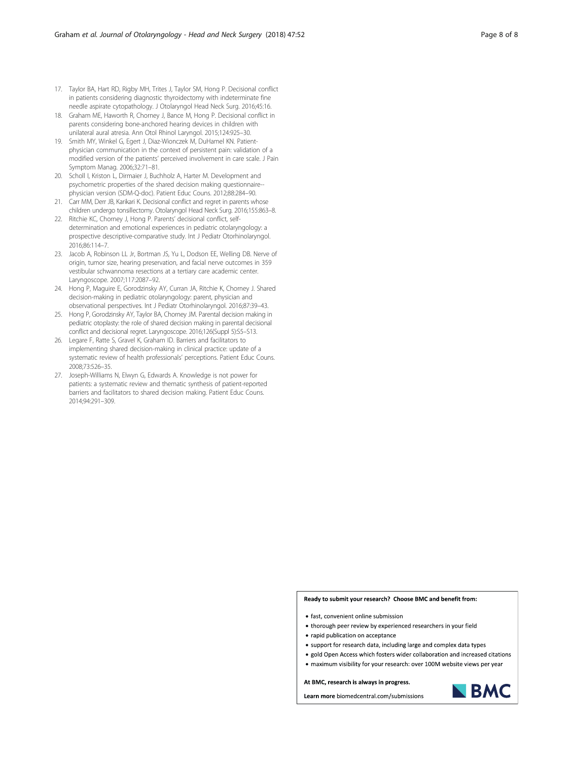17. Taylor BA, Hart RD, Rigby MH, Trites J, Taylor SM, Hong P. Decisional conflict in patients considering diagnostic thyroidectomy with indeterminate fine needle aspirate cytopathology. J Otolaryngol Head Neck Surg. 2016;45:16.
18. Graham ME, Haworth R, Chorney J, Bance M, Hong P. Decisional conflict in parents considering bone-anchored hearing devices in children with unilateral aural atresia. Ann Otol Rhinol Laryngol. 2015;124:925–30.
19. Smith MY, Winkel G, Egert J, Diaz-Wionczek M, DuHamel KN. Patient-physician communication in the context of persistent pain: validation of a modified version of the patients' perceived involvement in care scale. J Pain Symptom Manag. 2006;32:71–81.
20. Scholl I, Kriston L, Dirmaier J, Buchholz A, Harter M. Development and psychometric properties of the shared decision making questionnaire--physician version (SDM-Q-doc). Patient Educ Couns. 2012;88:284–90.
21. Carr MM, Derr JB, Karikari K. Decisional conflict and regret in parents whose children undergo tonsillectomy. Otolaryngol Head Neck Surg. 2016;155:863–8.
22. Ritchie KC, Chorney J, Hong P. Parents' decisional conflict, self-determination and emotional experiences in pediatric otolaryngology: a prospective descriptive-comparative study. Int J Pediatr Otorhinolaryngol. 2016;86:114–7.
23. Jacob A, Robinson LL Jr, Bortman JS, Yu L, Dodson EE, Welling DB. Nerve of origin, tumor size, hearing preservation, and facial nerve outcomes in 359 vestibular schwannoma resections at a tertiary care academic center. Laryngoscope. 2007;117:2087–92.
24. Hong P, Maguire E, Gorodzinsky AY, Curran JA, Ritchie K, Chorney J. Shared decision-making in pediatric otolaryngology: parent, physician and observational perspectives. Int J Pediatr Otorhinolaryngol. 2016;87:39–43.
25. Hong P, Gorodzinsky AY, Taylor BA, Chorney JM. Parental decision making in pediatric otoplasty: the role of shared decision making in parental decisional conflict and decisional regret. Laryngoscope. 2016;126(Suppl 5):S5–S13.
26. Legare F, Ratte S, Gravel K, Graham ID. Barriers and facilitators to implementing shared decision-making in clinical practice: update of a systematic review of health professionals' perceptions. Patient Educ Couns. 2008;73:526–35.
27. Joseph-Williams N, Elwyn G, Edwards A. Knowledge is not power for patients: a systematic review and thematic synthesis of patient-reported barriers and facilitators to shared decision making. Patient Educ Couns. 2014;94:291–309.

**Ready to submit your research? Choose BMC and benefit from:**

- fast, convenient online submission
- thorough peer review by experienced researchers in your field
- rapid publication on acceptance
- support for research data, including large and complex data types
- gold Open Access which fosters wider collaboration and increased citations
- maximum visibility for your research: over 100M website views per year

**At BMC, research is always in progress.**

**Learn more** biomedcentral.com/submissions

BMC